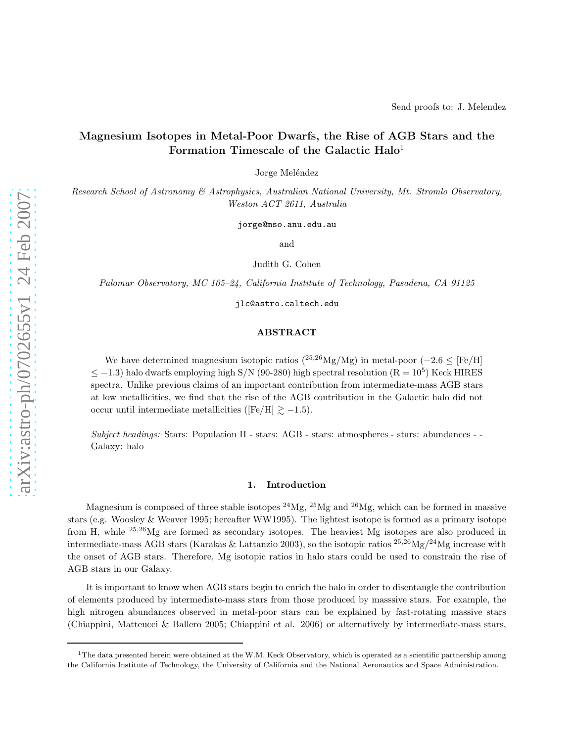Send proofs to: J. Melendez

# Magnesium Isotopes in Metal-Poor Dwarfs, the Rise of AGB Stars and the Formation Timescale of the Galactic Halo[1]

Jorge Meléndez

*Research School of Astronomy & Astrophysics, Australian National University, Mt. Stromlo Observatory, Weston ACT 2611, Australia*

jorge@mso.anu.edu.au

and

Judith G. Cohen

*Palomar Observatory, MC 105–24, California Institute of Technology, Pasadena, CA 91125*

jlc@astro.caltech.edu

## ABSTRACT

We have determined magnesium isotopic ratios ($^{25,26}$Mg/Mg) in metal-poor ($-2.6 \leq$ [Fe/H] $\leq -1.3$) halo dwarfs employing high S/N (90-280) high spectral resolution (R $= 10^5$) Keck HIRES spectra. Unlike previous claims of an important contribution from intermediate-mass AGB stars at low metallicities, we find that the rise of the AGB contribution in the Galactic halo did not occur until intermediate metallicities ([Fe/H] $\gtrsim -1.5$).

*Subject headings:* Stars: Population II - stars: AGB - stars: atmospheres - stars: abundances - - Galaxy: halo

## 1. Introduction

Magnesium is composed of three stable isotopes $^{24}$Mg, $^{25}$Mg and $^{26}$Mg, which can be formed in massive stars (e.g. Woosley & Weaver 1995; hereafter WW1995). The lightest isotope is formed as a primary isotope from H, while $^{25,26}$Mg are formed as secondary isotopes. The heaviest Mg isotopes are also produced in intermediate-mass AGB stars (Karakas & Lattanzio 2003), so the isotopic ratios $^{25,26}$Mg/$^{24}$Mg increase with the onset of AGB stars. Therefore, Mg isotopic ratios in halo stars could be used to constrain the rise of AGB stars in our Galaxy.

It is important to know when AGB stars begin to enrich the halo in order to disentangle the contribution of elements produced by intermediate-mass stars from those produced by masssive stars. For example, the high nitrogen abundances observed in metal-poor stars can be explained by fast-rotating massive stars (Chiappini, Matteucci & Ballero 2005; Chiappini et al. 2006) or alternatively by intermediate-mass stars,

[1]The data presented herein were obtained at the W.M. Keck Observatory, which is operated as a scientific partnership among the California Institute of Technology, the University of California and the National Aeronautics and Space Administration.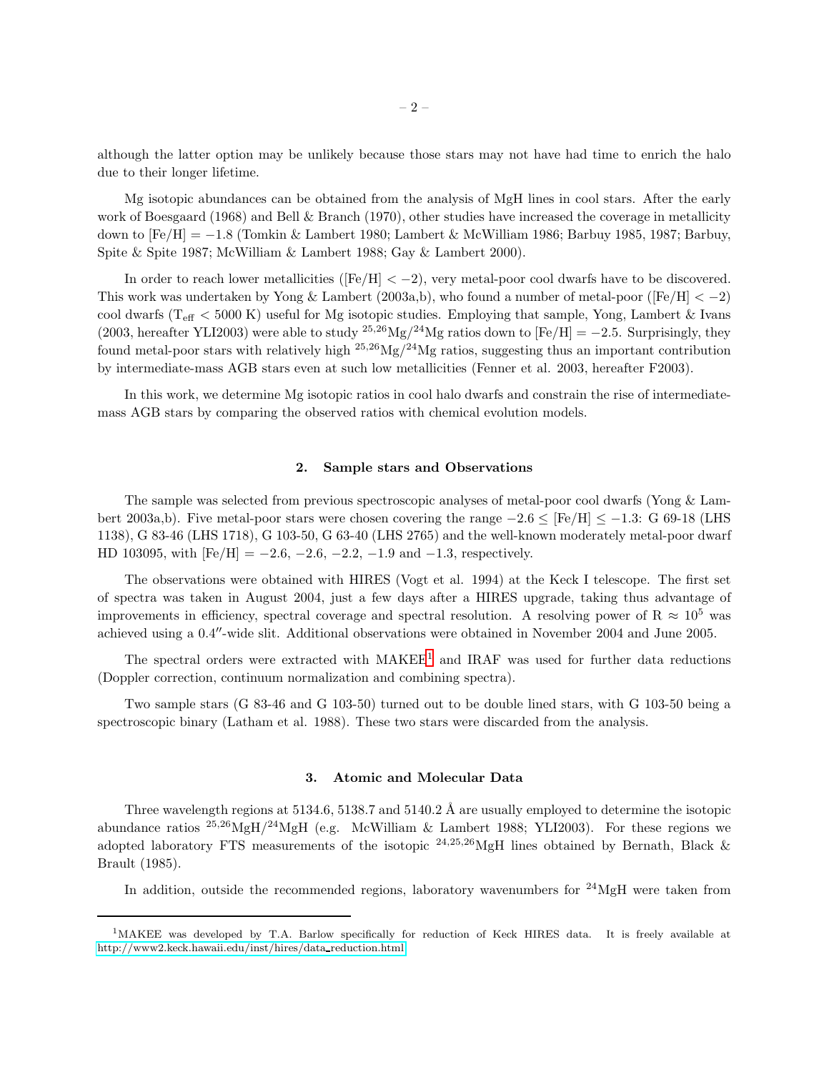although the latter option may be unlikely because those stars may not have had time to enrich the halo due to their longer lifetime.

Mg isotopic abundances can be obtained from the analysis of MgH lines in cool stars. After the early work of Boesgaard (1968) and Bell & Branch (1970), other studies have increased the coverage in metallicity down to [Fe/H] = −1.8 (Tomkin & Lambert 1980; Lambert & McWilliam 1986; Barbuy 1985, 1987; Barbuy, Spite & Spite 1987; McWilliam & Lambert 1988; Gay & Lambert 2000).

In order to reach lower metallicities ([Fe/H] < −2), very metal-poor cool dwarfs have to be discovered. This work was undertaken by Yong & Lambert (2003a,b), who found a number of metal-poor ([Fe/H] < −2) cool dwarfs ($T_{\rm eff}$ < 5000 K) useful for Mg isotopic studies. Employing that sample, Yong, Lambert & Ivans (2003, hereafter YLI2003) were able to study $^{25,26}$Mg/$^{24}$Mg ratios down to [Fe/H] = −2.5. Surprisingly, they found metal-poor stars with relatively high $^{25,26}$Mg/$^{24}$Mg ratios, suggesting thus an important contribution by intermediate-mass AGB stars even at such low metallicities (Fenner et al. 2003, hereafter F2003).

In this work, we determine Mg isotopic ratios in cool halo dwarfs and constrain the rise of intermediate-mass AGB stars by comparing the observed ratios with chemical evolution models.

## 2. Sample stars and Observations

The sample was selected from previous spectroscopic analyses of metal-poor cool dwarfs (Yong & Lambert 2003a,b). Five metal-poor stars were chosen covering the range −2.6 ≤ [Fe/H] ≤ −1.3: G 69-18 (LHS 1138), G 83-46 (LHS 1718), G 103-50, G 63-40 (LHS 2765) and the well-known moderately metal-poor dwarf HD 103095, with [Fe/H] = −2.6, −2.6, −2.2, −1.9 and −1.3, respectively.

The observations were obtained with HIRES (Vogt et al. 1994) at the Keck I telescope. The first set of spectra was taken in August 2004, just a few days after a HIRES upgrade, taking thus advantage of improvements in efficiency, spectral coverage and spectral resolution. A resolving power of R ≈ $10^5$ was achieved using a 0.4″-wide slit. Additional observations were obtained in November 2004 and June 2005.

The spectral orders were extracted with MAKEE[1] and IRAF was used for further data reductions (Doppler correction, continuum normalization and combining spectra).

Two sample stars (G 83-46 and G 103-50) turned out to be double lined stars, with G 103-50 being a spectroscopic binary (Latham et al. 1988). These two stars were discarded from the analysis.

## 3. Atomic and Molecular Data

Three wavelength regions at 5134.6, 5138.7 and 5140.2 Å are usually employed to determine the isotopic abundance ratios $^{25,26}$MgH/$^{24}$MgH (e.g. McWilliam & Lambert 1988; YLI2003). For these regions we adopted laboratory FTS measurements of the isotopic $^{24,25,26}$MgH lines obtained by Bernath, Black & Brault (1985).

In addition, outside the recommended regions, laboratory wavenumbers for $^{24}$MgH were taken from

[1] MAKEE was developed by T.A. Barlow specifically for reduction of Keck HIRES data. It is freely available at http://www2.keck.hawaii.edu/inst/hires/data_reduction.html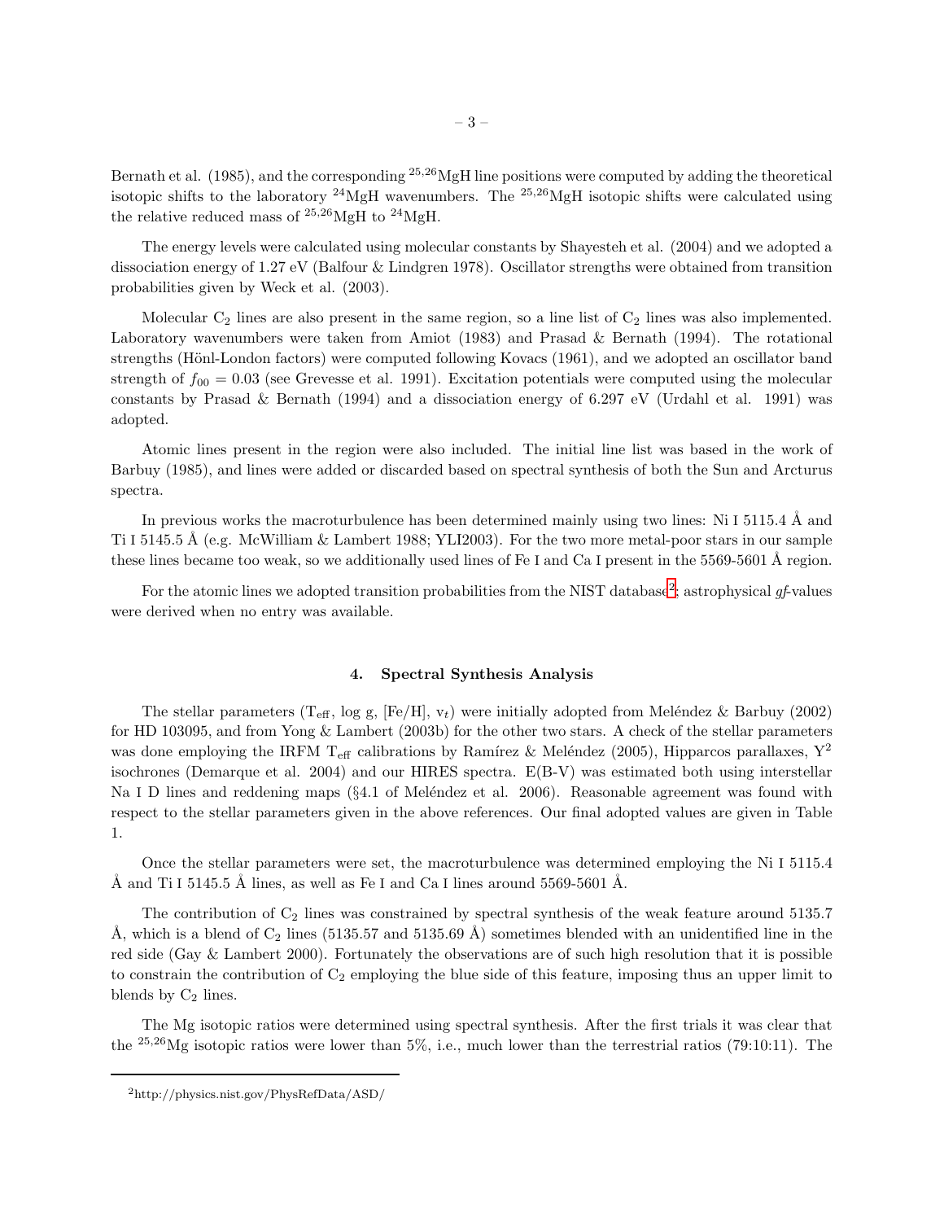Bernath et al. (1985), and the corresponding $^{25,26}$MgH line positions were computed by adding the theoretical isotopic shifts to the laboratory $^{24}$MgH wavenumbers. The $^{25,26}$MgH isotopic shifts were calculated using the relative reduced mass of $^{25,26}$MgH to $^{24}$MgH.

The energy levels were calculated using molecular constants by Shayesteh et al. (2004) and we adopted a dissociation energy of 1.27 eV (Balfour & Lindgren 1978). Oscillator strengths were obtained from transition probabilities given by Weck et al. (2003).

Molecular $C_2$ lines are also present in the same region, so a line list of $C_2$ lines was also implemented. Laboratory wavenumbers were taken from Amiot (1983) and Prasad & Bernath (1994). The rotational strengths (Hönl-London factors) were computed following Kovacs (1961), and we adopted an oscillator band strength of $f_{00} = 0.03$ (see Grevesse et al. 1991). Excitation potentials were computed using the molecular constants by Prasad & Bernath (1994) and a dissociation energy of 6.297 eV (Urdahl et al. 1991) was adopted.

Atomic lines present in the region were also included. The initial line list was based in the work of Barbuy (1985), and lines were added or discarded based on spectral synthesis of both the Sun and Arcturus spectra.

In previous works the macroturbulence has been determined mainly using two lines: Ni I 5115.4 Å and Ti I 5145.5 Å (e.g. McWilliam & Lambert 1988; YLI2003). For the two more metal-poor stars in our sample these lines became too weak, so we additionally used lines of Fe I and Ca I present in the 5569-5601 Å region.

For the atomic lines we adopted transition probabilities from the NIST database[2]; astrophysical *gf*-values were derived when no entry was available.

## 4. Spectral Synthesis Analysis

The stellar parameters ($T_{\rm eff}$, log g, [Fe/H], $v_t$) were initially adopted from Meléndez & Barbuy (2002) for HD 103095, and from Yong & Lambert (2003b) for the other two stars. A check of the stellar parameters was done employing the IRFM $T_{\rm eff}$ calibrations by Ramírez & Meléndez (2005), Hipparcos parallaxes, $Y^2$ isochrones (Demarque et al. 2004) and our HIRES spectra. E(B-V) was estimated both using interstellar Na I D lines and reddening maps (§4.1 of Meléndez et al. 2006). Reasonable agreement was found with respect to the stellar parameters given in the above references. Our final adopted values are given in Table 1.

Once the stellar parameters were set, the macroturbulence was determined employing the Ni I 5115.4 Å and Ti I 5145.5 Å lines, as well as Fe I and Ca I lines around 5569-5601 Å.

The contribution of $C_2$ lines was constrained by spectral synthesis of the weak feature around 5135.7 Å, which is a blend of $C_2$ lines (5135.57 and 5135.69 Å) sometimes blended with an unidentified line in the red side (Gay & Lambert 2000). Fortunately the observations are of such high resolution that it is possible to constrain the contribution of $C_2$ employing the blue side of this feature, imposing thus an upper limit to blends by $C_2$ lines.

The Mg isotopic ratios were determined using spectral synthesis. After the first trials it was clear that the $^{25,26}$Mg isotopic ratios were lower than 5%, i.e., much lower than the terrestrial ratios (79:10:11). The

[2] http://physics.nist.gov/PhysRefData/ASD/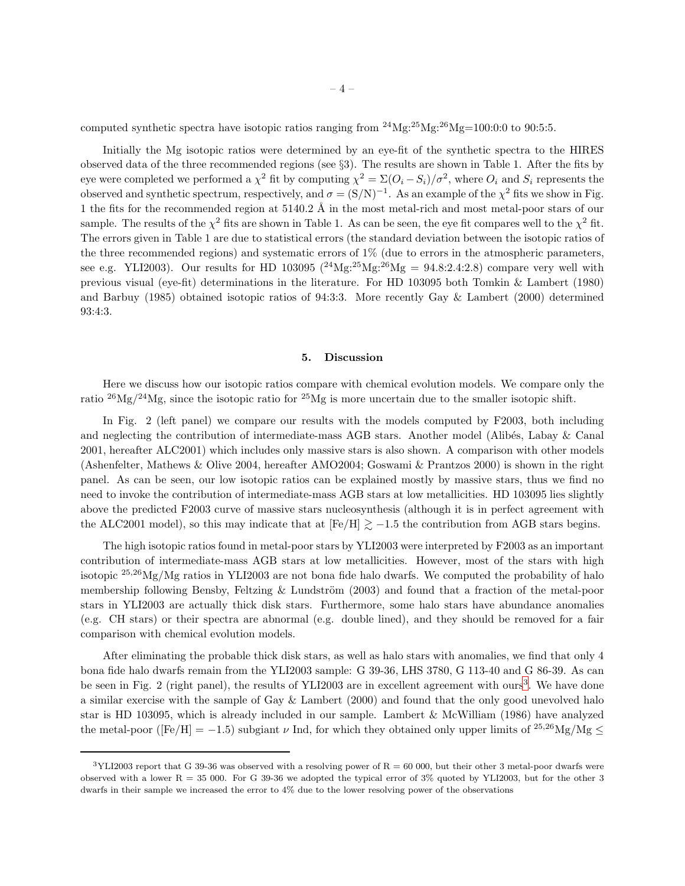computed synthetic spectra have isotopic ratios ranging from $^{24}$Mg:$^{25}$Mg:$^{26}$Mg=100:0:0 to 90:5:5.

Initially the Mg isotopic ratios were determined by an eye-fit of the synthetic spectra to the HIRES observed data of the three recommended regions (see §3). The results are shown in Table 1. After the fits by eye were completed we performed a $\chi^2$ fit by computing $\chi^2 = \Sigma(O_i - S_i)/\sigma^2$, where $O_i$ and $S_i$ represents the observed and synthetic spectrum, respectively, and $\sigma = (\mathrm{S/N})^{-1}$. As an example of the $\chi^2$ fits we show in Fig. 1 the fits for the recommended region at 5140.2 Å in the most metal-rich and most metal-poor stars of our sample. The results of the $\chi^2$ fits are shown in Table 1. As can be seen, the eye fit compares well to the $\chi^2$ fit. The errors given in Table 1 are due to statistical errors (the standard deviation between the isotopic ratios of the three recommended regions) and systematic errors of 1% (due to errors in the atmospheric parameters, see e.g. YLI2003). Our results for HD 103095 ($^{24}$Mg:$^{25}$Mg:$^{26}$Mg = 94.8:2.4:2.8) compare very well with previous visual (eye-fit) determinations in the literature. For HD 103095 both Tomkin & Lambert (1980) and Barbuy (1985) obtained isotopic ratios of 94:3:3. More recently Gay & Lambert (2000) determined 93:4:3.

## 5. Discussion

Here we discuss how our isotopic ratios compare with chemical evolution models. We compare only the ratio $^{26}$Mg/$^{24}$Mg, since the isotopic ratio for $^{25}$Mg is more uncertain due to the smaller isotopic shift.

In Fig. 2 (left panel) we compare our results with the models computed by F2003, both including and neglecting the contribution of intermediate-mass AGB stars. Another model (Alibés, Labay & Canal 2001, hereafter ALC2001) which includes only massive stars is also shown. A comparison with other models (Ashenfelter, Mathews & Olive 2004, hereafter AMO2004; Goswami & Prantzos 2000) is shown in the right panel. As can be seen, our low isotopic ratios can be explained mostly by massive stars, thus we find no need to invoke the contribution of intermediate-mass AGB stars at low metallicities. HD 103095 lies slightly above the predicted F2003 curve of massive stars nucleosynthesis (although it is in perfect agreement with the ALC2001 model), so this may indicate that at [Fe/H] $\gtrsim -1.5$ the contribution from AGB stars begins.

The high isotopic ratios found in metal-poor stars by YLI2003 were interpreted by F2003 as an important contribution of intermediate-mass AGB stars at low metallicities. However, most of the stars with high isotopic $^{25,26}$Mg/Mg ratios in YLI2003 are not bona fide halo dwarfs. We computed the probability of halo membership following Bensby, Feltzing & Lundström (2003) and found that a fraction of the metal-poor stars in YLI2003 are actually thick disk stars. Furthermore, some halo stars have abundance anomalies (e.g. CH stars) or their spectra are abnormal (e.g. double lined), and they should be removed for a fair comparison with chemical evolution models.

After eliminating the probable thick disk stars, as well as halo stars with anomalies, we find that only 4 bona fide halo dwarfs remain from the YLI2003 sample: G 39-36, LHS 3780, G 113-40 and G 86-39. As can be seen in Fig. 2 (right panel), the results of YLI2003 are in excellent agreement with ours[3]. We have done a similar exercise with the sample of Gay & Lambert (2000) and found that the only good unevolved halo star is HD 103095, which is already included in our sample. Lambert & McWilliam (1986) have analyzed the metal-poor ([Fe/H] = $-1.5$) subgiant $\nu$ Ind, for which they obtained only upper limits of $^{25,26}$Mg/Mg $\leq$

[3] YLI2003 report that G 39-36 was observed with a resolving power of R = 60 000, but their other 3 metal-poor dwarfs were observed with a lower R = 35 000. For G 39-36 we adopted the typical error of 3% quoted by YLI2003, but for the other 3 dwarfs in their sample we increased the error to 4% due to the lower resolving power of the observations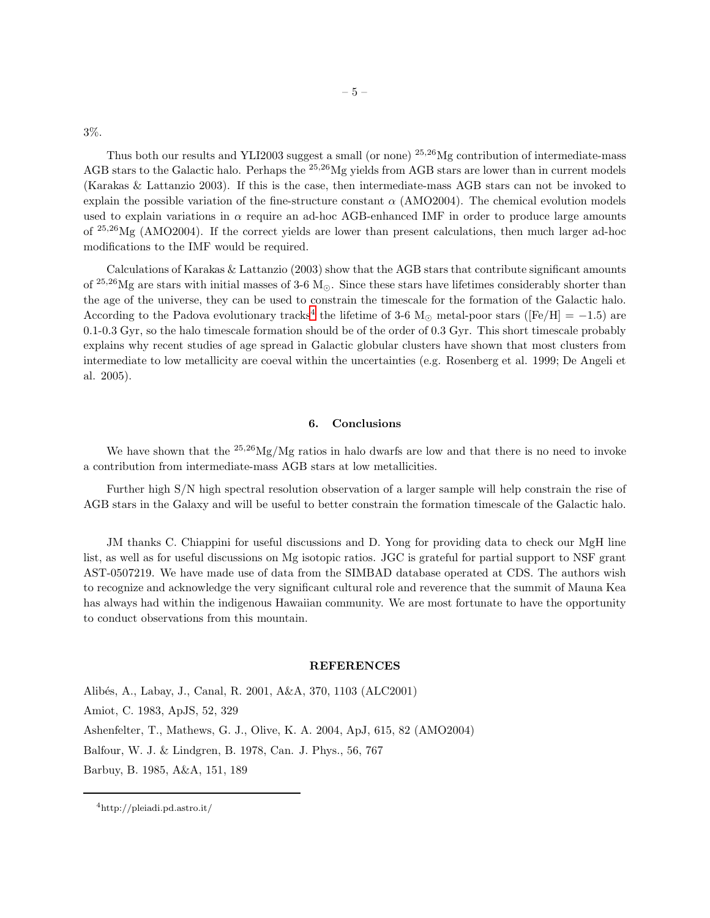3%.

Thus both our results and YLI2003 suggest a small (or none) $^{25,26}$Mg contribution of intermediate-mass AGB stars to the Galactic halo. Perhaps the $^{25,26}$Mg yields from AGB stars are lower than in current models (Karakas & Lattanzio 2003). If this is the case, then intermediate-mass AGB stars can not be invoked to explain the possible variation of the fine-structure constant $\alpha$ (AMO2004). The chemical evolution models used to explain variations in $\alpha$ require an ad-hoc AGB-enhanced IMF in order to produce large amounts of $^{25,26}$Mg (AMO2004). If the correct yields are lower than present calculations, then much larger ad-hoc modifications to the IMF would be required.

Calculations of Karakas & Lattanzio (2003) show that the AGB stars that contribute significant amounts of $^{25,26}$Mg are stars with initial masses of 3-6 $M_{\odot}$. Since these stars have lifetimes considerably shorter than the age of the universe, they can be used to constrain the timescale for the formation of the Galactic halo. According to the Padova evolutionary tracks[4] the lifetime of 3-6 $M_{\odot}$ metal-poor stars ([Fe/H] $= -1.5$) are 0.1-0.3 Gyr, so the halo timescale formation should be of the order of 0.3 Gyr. This short timescale probably explains why recent studies of age spread in Galactic globular clusters have shown that most clusters from intermediate to low metallicity are coeval within the uncertainties (e.g. Rosenberg et al. 1999; De Angeli et al. 2005).

## 6. Conclusions

We have shown that the $^{25,26}$Mg/Mg ratios in halo dwarfs are low and that there is no need to invoke a contribution from intermediate-mass AGB stars at low metallicities.

Further high S/N high spectral resolution observation of a larger sample will help constrain the rise of AGB stars in the Galaxy and will be useful to better constrain the formation timescale of the Galactic halo.

JM thanks C. Chiappini for useful discussions and D. Yong for providing data to check our MgH line list, as well as for useful discussions on Mg isotopic ratios. JGC is grateful for partial support to NSF grant AST-0507219. We have made use of data from the SIMBAD database operated at CDS. The authors wish to recognize and acknowledge the very significant cultural role and reverence that the summit of Mauna Kea has always had within the indigenous Hawaiian community. We are most fortunate to have the opportunity to conduct observations from this mountain.

## REFERENCES

Alibés, A., Labay, J., Canal, R. 2001, A&A, 370, 1103 (ALC2001)

Amiot, C. 1983, ApJS, 52, 329

Ashenfelter, T., Mathews, G. J., Olive, K. A. 2004, ApJ, 615, 82 (AMO2004)

Balfour, W. J. & Lindgren, B. 1978, Can. J. Phys., 56, 767

Barbuy, B. 1985, A&A, 151, 189

[4] http://pleiadi.pd.astro.it/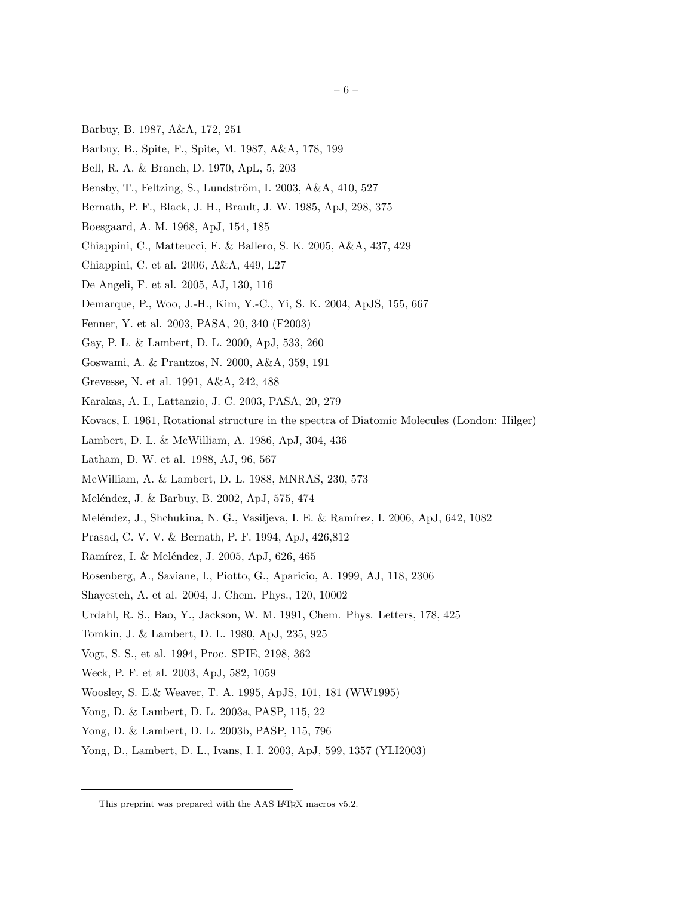Barbuy, B. 1987, A&A, 172, 251

Barbuy, B., Spite, F., Spite, M. 1987, A&A, 178, 199

Bell, R. A. & Branch, D. 1970, ApL, 5, 203

Bensby, T., Feltzing, S., Lundström, I. 2003, A&A, 410, 527

Bernath, P. F., Black, J. H., Brault, J. W. 1985, ApJ, 298, 375

Boesgaard, A. M. 1968, ApJ, 154, 185

Chiappini, C., Matteucci, F. & Ballero, S. K. 2005, A&A, 437, 429

Chiappini, C. et al. 2006, A&A, 449, L27

De Angeli, F. et al. 2005, AJ, 130, 116

Demarque, P., Woo, J.-H., Kim, Y.-C., Yi, S. K. 2004, ApJS, 155, 667

Fenner, Y. et al. 2003, PASA, 20, 340 (F2003)

Gay, P. L. & Lambert, D. L. 2000, ApJ, 533, 260

Goswami, A. & Prantzos, N. 2000, A&A, 359, 191

Grevesse, N. et al. 1991, A&A, 242, 488

Karakas, A. I., Lattanzio, J. C. 2003, PASA, 20, 279

Kovacs, I. 1961, Rotational structure in the spectra of Diatomic Molecules (London: Hilger)

Lambert, D. L. & McWilliam, A. 1986, ApJ, 304, 436

Latham, D. W. et al. 1988, AJ, 96, 567

McWilliam, A. & Lambert, D. L. 1988, MNRAS, 230, 573

Meléndez, J. & Barbuy, B. 2002, ApJ, 575, 474

Meléndez, J., Shchukina, N. G., Vasiljeva, I. E. & Ramírez, I. 2006, ApJ, 642, 1082

Prasad, C. V. V. & Bernath, P. F. 1994, ApJ, 426,812

Ramírez, I. & Meléndez, J. 2005, ApJ, 626, 465

Rosenberg, A., Saviane, I., Piotto, G., Aparicio, A. 1999, AJ, 118, 2306

Shayesteh, A. et al. 2004, J. Chem. Phys., 120, 10002

Urdahl, R. S., Bao, Y., Jackson, W. M. 1991, Chem. Phys. Letters, 178, 425

Tomkin, J. & Lambert, D. L. 1980, ApJ, 235, 925

Vogt, S. S., et al. 1994, Proc. SPIE, 2198, 362

Weck, P. F. et al. 2003, ApJ, 582, 1059

Woosley, S. E.& Weaver, T. A. 1995, ApJS, 101, 181 (WW1995)

Yong, D. & Lambert, D. L. 2003a, PASP, 115, 22

Yong, D. & Lambert, D. L. 2003b, PASP, 115, 796

Yong, D., Lambert, D. L., Ivans, I. I. 2003, ApJ, 599, 1357 (YLI2003)

---

This preprint was prepared with the AAS LaTeX macros v5.2.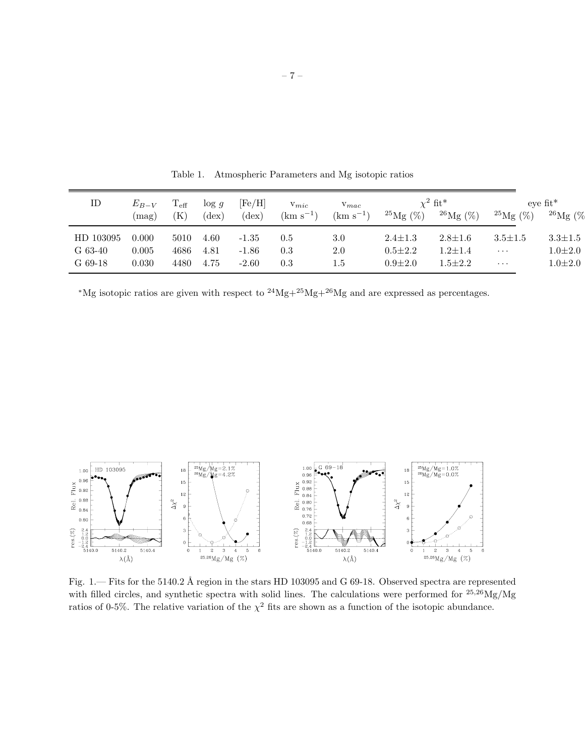Table 1. Atmospheric Parameters and Mg isotopic ratios

| ID | $E_{B-V}$ (mag) | $T_{\rm eff}$ (K) | log $g$ (dex) | [Fe/H] (dex) | $v_{mic}$ (km s$^{-1}$) | $v_{mac}$ (km s$^{-1}$) | $\chi^2$ fit* $^{25}$Mg (%) | $^{26}$Mg (%) | eye fit* $^{25}$Mg (%) | $^{26}$Mg (%) |
|---|---|---|---|---|---|---|---|---|---|---|
| HD 103095 | 0.000 | 5010 | 4.60 | -1.35 | 0.5 | 3.0 | 2.4±1.3 | 2.8±1.6 | 3.5±1.5 | 3.3±1.5 |
| G 63-40 | 0.005 | 4686 | 4.81 | -1.86 | 0.3 | 2.0 | 0.5±2.2 | 1.2±1.4 | ··· | 1.0±2.0 |
| G 69-18 | 0.030 | 4480 | 4.75 | -2.60 | 0.3 | 1.5 | 0.9±2.0 | 1.5±2.2 | ··· | 1.0±2.0 |

*Mg isotopic ratios are given with respect to $^{24}$Mg+$^{25}$Mg+$^{26}$Mg and are expressed as percentages.

Fig. 1.— Fits for the 5140.2 Å region in the stars HD 103095 and G 69-18. Observed spectra are represented with filled circles, and synthetic spectra with solid lines. The calculations were performed for $^{25,26}$Mg/Mg ratios of 0-5%. The relative variation of the $\chi^2$ fits are shown as a function of the isotopic abundance.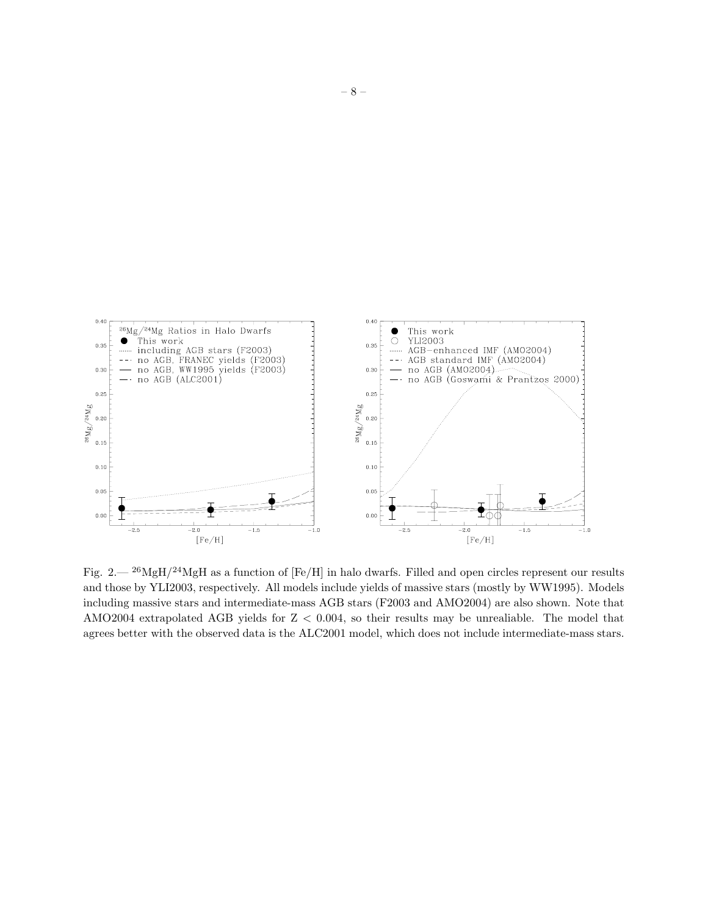$^{26}$Mg/$^{24}$Mg Ratios in Halo Dwarfs

This work

including AGB stars (F2003)

no AGB, FRANEC yields (F2003)

no AGB, WW1995 yields (F2003)

no AGB (ALC2001)

$^{26}$Mg/$^{24}$Mg

0.40
0.35
0.30
0.25
0.20
0.15
0.10
0.05
0.00

−2.5
−2.0
−1.5
−1.0

[Fe/H]

This work

YLI2003

AGB−enhanced IMF (AMO2004)

AGB standard IMF (AMO2004)

no AGB (AMO2004)

no AGB (Goswami & Prantzos 2000)

$^{26}$Mg/$^{24}$Mg

0.40
0.35
0.30
0.25
0.20
0.15
0.10
0.05
0.00

−2.5
−2.0
−1.5
−1.0

[Fe/H]

Fig. 2.— $^{26}$MgH/$^{24}$MgH as a function of [Fe/H] in halo dwarfs. Filled and open circles represent our results and those by YLI2003, respectively. All models include yields of massive stars (mostly by WW1995). Models including massive stars and intermediate-mass AGB stars (F2003 and AMO2004) are also shown. Note that AMO2004 extrapolated AGB yields for $Z < 0.004$, so their results may be unrealiable. The model that agrees better with the observed data is the ALC2001 model, which does not include intermediate-mass stars.